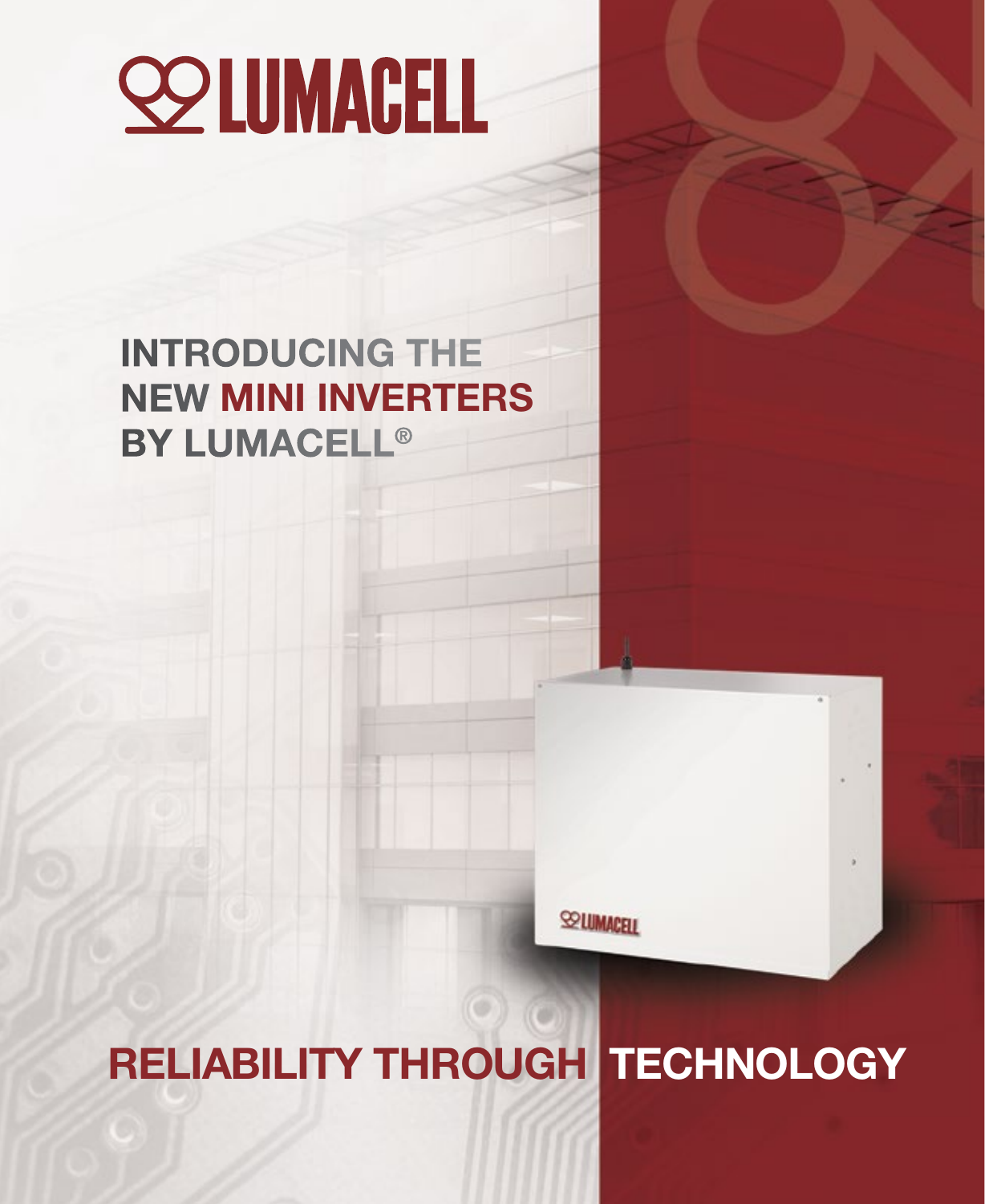# LUMACELL

## INTRODUCING THE NEW MINI INVERTERS BY LUMACELL®

## RELIABILITY THROUGH TECHNOLOGY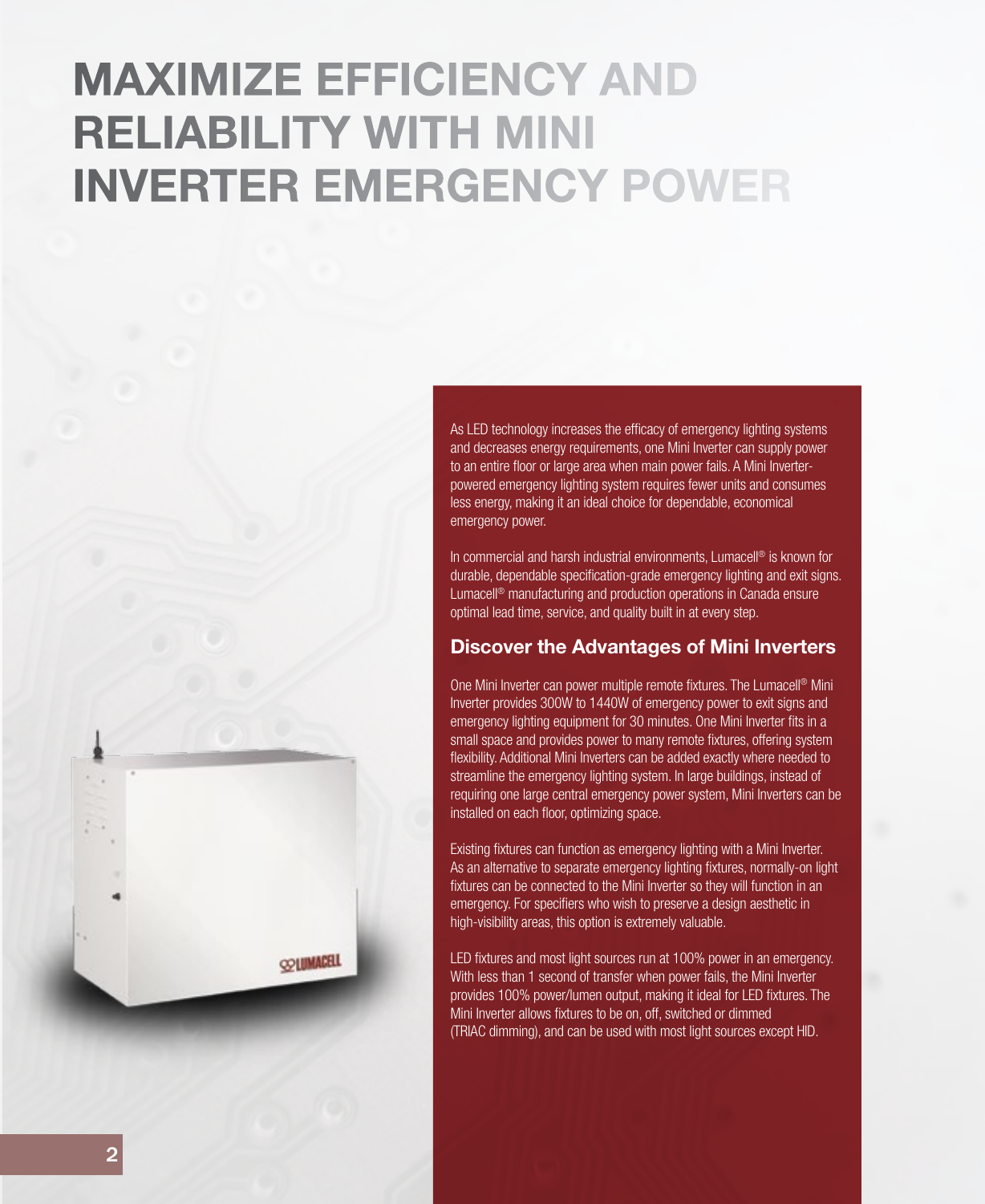# MAXIMIZE EFFICIENCY AND RELIABILITY WITH MINI INVERTER EMERGENCY POWER

As LED technology increases the efficacy of emergency lighting systems and decreases energy requirements, one Mini Inverter can supply power to an entire floor or large area when main power fails. A Mini Inverter-powered emergency lighting system requires fewer units and consumes less energy, making it an ideal choice for dependable, economical emergency power.

In commercial and harsh industrial environments, Lumacell® is known for durable, dependable specification-grade emergency lighting and exit signs. Lumacell® manufacturing and production operations in Canada ensure optimal lead time, service, and quality built in at every step.

## Discover the Advantages of Mini Inverters

One Mini Inverter can power multiple remote fixtures. The Lumacell® Mini Inverter provides 300W to 1440W of emergency power to exit signs and emergency lighting equipment for 30 minutes. One Mini Inverter fits in a small space and provides power to many remote fixtures, offering system flexibility. Additional Mini Inverters can be added exactly where needed to streamline the emergency lighting system. In large buildings, instead of requiring one large central emergency power system, Mini Inverters can be installed on each floor, optimizing space.

Existing fixtures can function as emergency lighting with a Mini Inverter. As an alternative to separate emergency lighting fixtures, normally-on light fixtures can be connected to the Mini Inverter so they will function in an emergency. For specifiers who wish to preserve a design aesthetic in high-visibility areas, this option is extremely valuable.

LED fixtures and most light sources run at 100% power in an emergency. With less than 1 second of transfer when power fails, the Mini Inverter provides 100% power/lumen output, making it ideal for LED fixtures. The Mini Inverter allows fixtures to be on, off, switched or dimmed (TRIAC dimming), and can be used with most light sources except HID.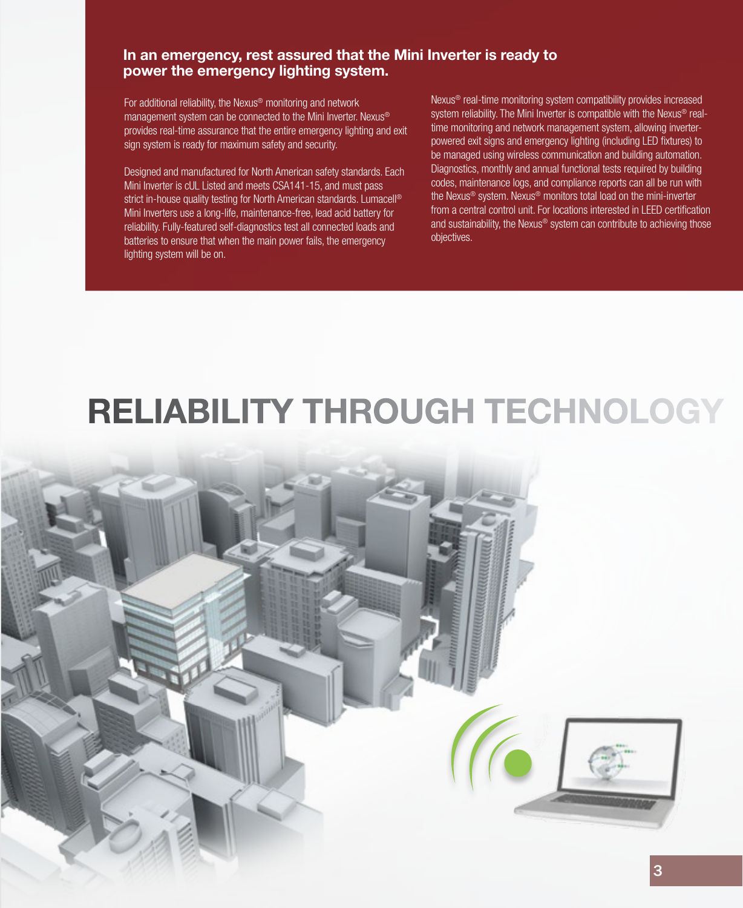## In an emergency, rest assured that the Mini Inverter is ready to power the emergency lighting system.

For additional reliability, the Nexus® monitoring and network management system can be connected to the Mini Inverter. Nexus® provides real-time assurance that the entire emergency lighting and exit sign system is ready for maximum safety and security.

Designed and manufactured for North American safety standards. Each Mini Inverter is cUL Listed and meets CSA141-15, and must pass strict in-house quality testing for North American standards. Lumacell® Mini Inverters use a long-life, maintenance-free, lead acid battery for reliability. Fully-featured self-diagnostics test all connected loads and batteries to ensure that when the main power fails, the emergency lighting system will be on.

Nexus® real-time monitoring system compatibility provides increased system reliability. The Mini Inverter is compatible with the Nexus® real-time monitoring and network management system, allowing inverter-powered exit signs and emergency lighting (including LED fixtures) to be managed using wireless communication and building automation. Diagnostics, monthly and annual functional tests required by building codes, maintenance logs, and compliance reports can all be run with the Nexus® system. Nexus® monitors total load on the mini-inverter from a central control unit. For locations interested in LEED certification and sustainability, the Nexus® system can contribute to achieving those objectives.

# RELIABILITY THROUGH TECHNOLOGY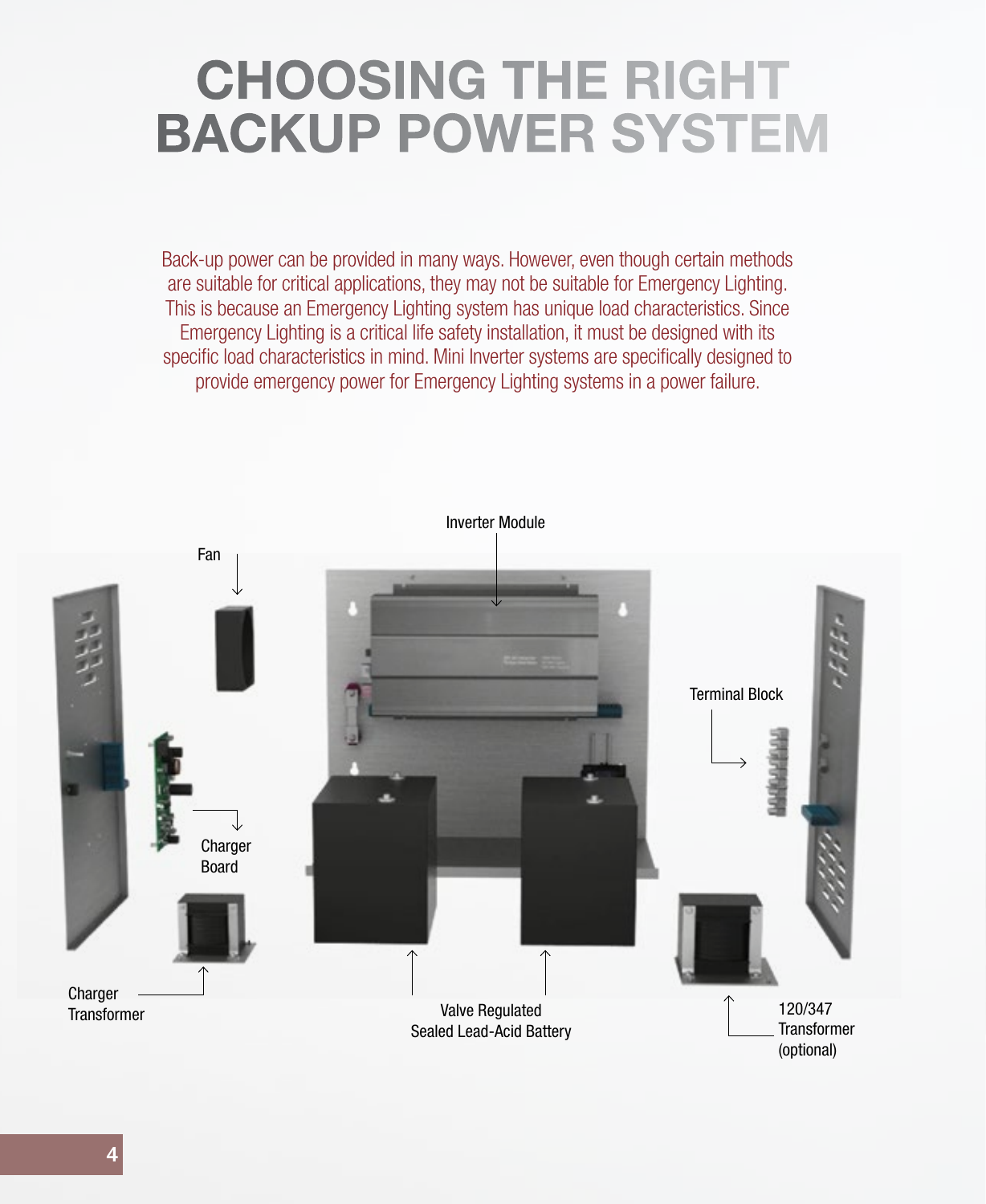# CHOOSING THE RIGHT BACKUP POWER SYSTEM

Back-up power can be provided in many ways. However, even though certain methods are suitable for critical applications, they may not be suitable for Emergency Lighting. This is because an Emergency Lighting system has unique load characteristics. Since Emergency Lighting is a critical life safety installation, it must be designed with its specific load characteristics in mind. Mini Inverter systems are specifically designed to provide emergency power for Emergency Lighting systems in a power failure.

Inverter Module

Fan

Terminal Block

Charger Board

Charger Transformer

Valve Regulated Sealed Lead-Acid Battery

120/347 Transformer (optional)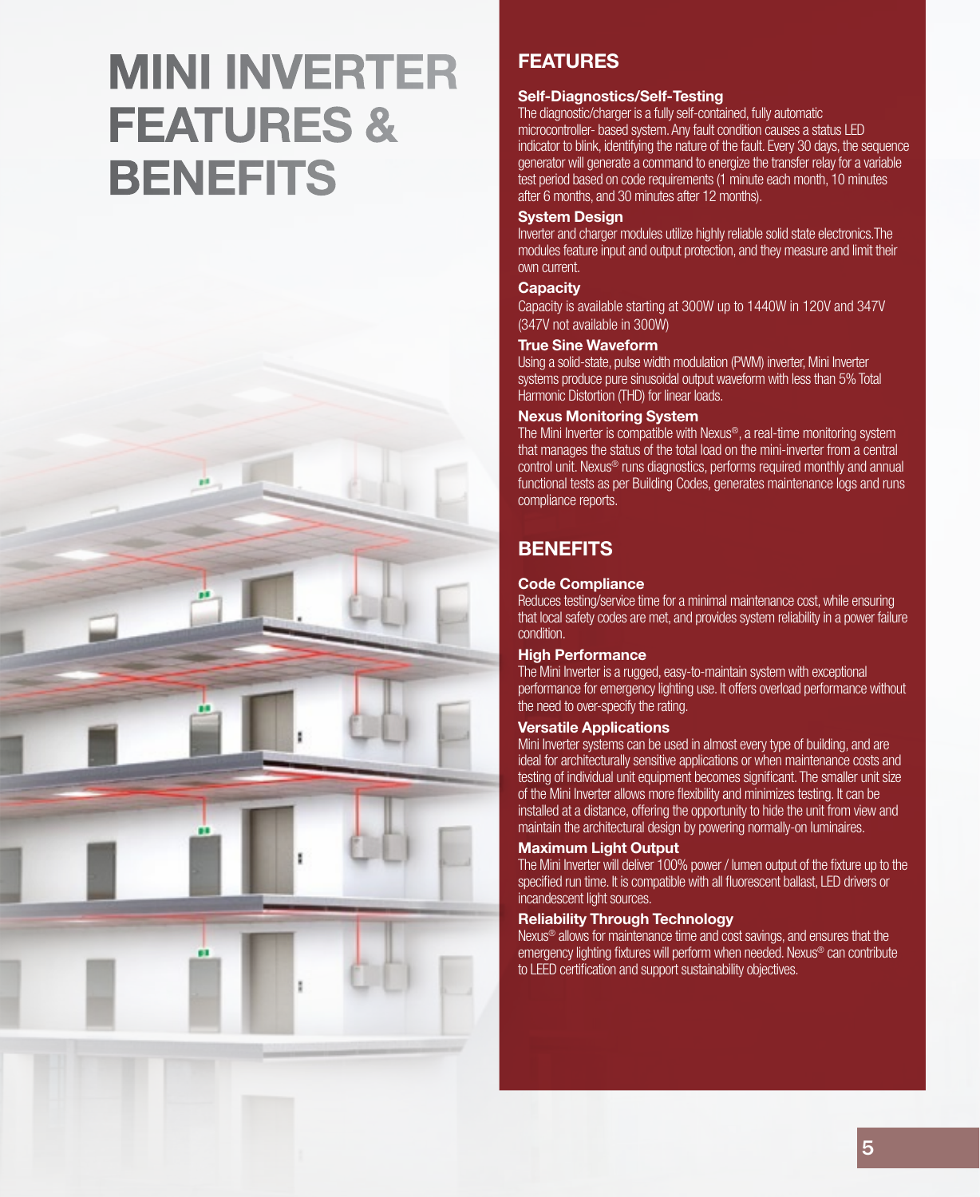# MINI INVERTER FEATURES & BENEFITS

## FEATURES

### Self-Diagnostics/Self-Testing

The diagnostic/charger is a fully self-contained, fully automatic microcontroller- based system. Any fault condition causes a status LED indicator to blink, identifying the nature of the fault. Every 30 days, the sequence generator will generate a command to energize the transfer relay for a variable test period based on code requirements (1 minute each month, 10 minutes after 6 months, and 30 minutes after 12 months).

### System Design

Inverter and charger modules utilize highly reliable solid state electronics.The modules feature input and output protection, and they measure and limit their own current.

### Capacity

Capacity is available starting at 300W up to 1440W in 120V and 347V (347V not available in 300W)

### True Sine Waveform

Using a solid-state, pulse width modulation (PWM) inverter, Mini Inverter systems produce pure sinusoidal output waveform with less than 5% Total Harmonic Distortion (THD) for linear loads.

### Nexus Monitoring System

The Mini Inverter is compatible with Nexus®, a real-time monitoring system that manages the status of the total load on the mini-inverter from a central control unit. Nexus® runs diagnostics, performs required monthly and annual functional tests as per Building Codes, generates maintenance logs and runs compliance reports.

## BENEFITS

### Code Compliance

Reduces testing/service time for a minimal maintenance cost, while ensuring that local safety codes are met, and provides system reliability in a power failure condition.

### High Performance

The Mini Inverter is a rugged, easy-to-maintain system with exceptional performance for emergency lighting use. It offers overload performance without the need to over-specify the rating.

### Versatile Applications

Mini Inverter systems can be used in almost every type of building, and are ideal for architecturally sensitive applications or when maintenance costs and testing of individual unit equipment becomes significant. The smaller unit size of the Mini Inverter allows more flexibility and minimizes testing. It can be installed at a distance, offering the opportunity to hide the unit from view and maintain the architectural design by powering normally-on luminaires.

### Maximum Light Output

The Mini Inverter will deliver 100% power / lumen output of the fixture up to the specified run time. It is compatible with all fluorescent ballast, LED drivers or incandescent light sources.

### Reliability Through Technology

Nexus® allows for maintenance time and cost savings, and ensures that the emergency lighting fixtures will perform when needed. Nexus® can contribute to LEED certification and support sustainability objectives.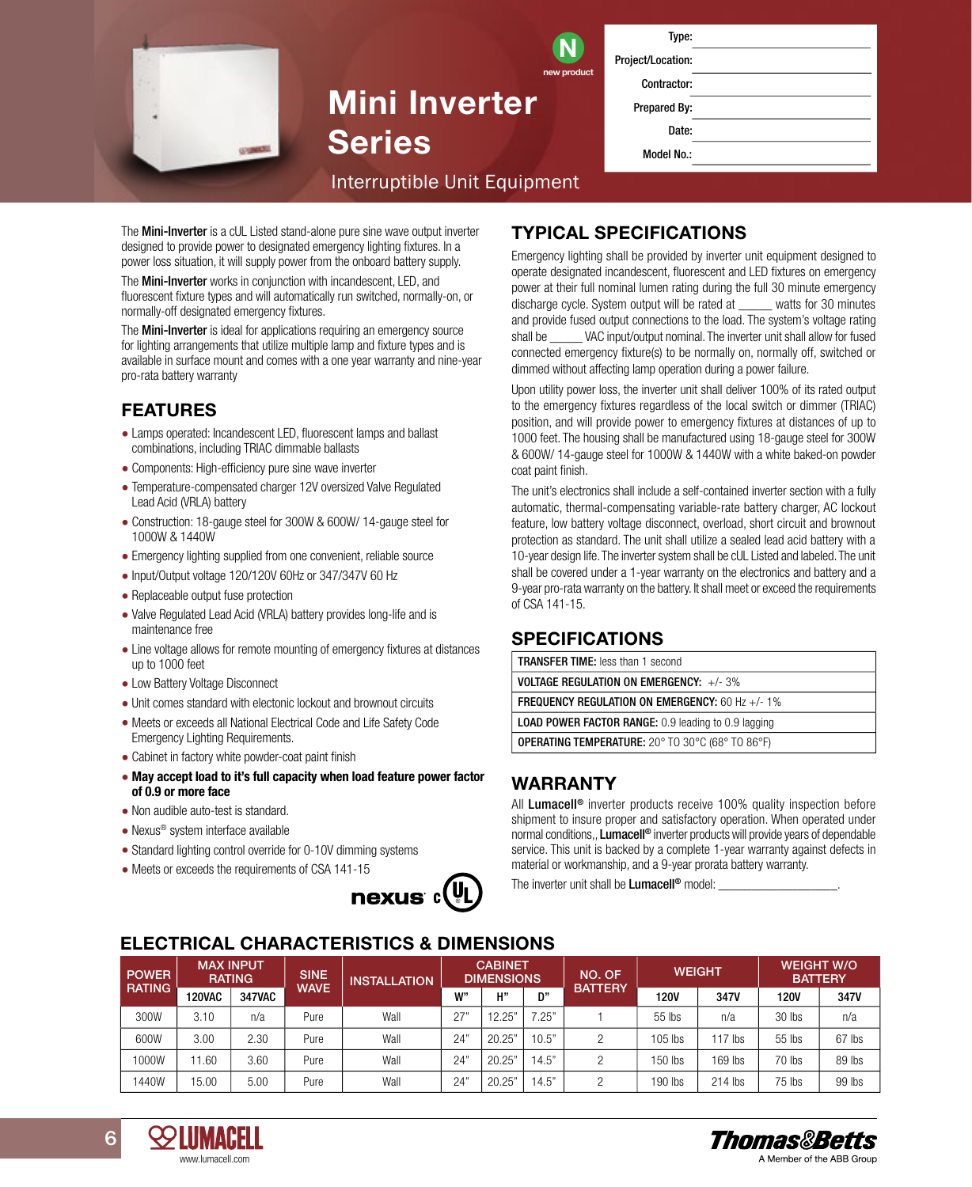N new product

# Mini Inverter Series

Interruptible Unit Equipment

| | |
|---|---|
| Type: | |
| Project/Location: | |
| Contractor: | |
| Prepared By: | |
| Date: | |
| Model No.: | |

The **Mini-Inverter** is a cUL Listed stand-alone pure sine wave output inverter designed to provide power to designated emergency lighting fixtures. In a power loss situation, it will supply power from the onboard battery supply.

The **Mini-Inverter** works in conjunction with incandescent, LED, and fluorescent fixture types and will automatically run switched, normally-on, or normally-off designated emergency fixtures.

The **Mini-Inverter** is ideal for applications requiring an emergency source for lighting arrangements that utilize multiple lamp and fixture types and is available in surface mount and comes with a one year warranty and nine-year pro-rata battery warranty

## FEATURES

- Lamps operated: Incandescent LED, fluorescent lamps and ballast combinations, including TRIAC dimmable ballasts
- Components: High-efficiency pure sine wave inverter
- Temperature-compensated charger 12V oversized Valve Regulated Lead Acid (VRLA) battery
- Construction: 18-gauge steel for 300W & 600W/ 14-gauge steel for 1000W & 1440W
- Emergency lighting supplied from one convenient, reliable source
- Input/Output voltage 120/120V 60Hz or 347/347V 60 Hz
- Replaceable output fuse protection
- Valve Regulated Lead Acid (VRLA) battery provides long-life and is maintenance free
- Line voltage allows for remote mounting of emergency fixtures at distances up to 1000 feet
- Low Battery Voltage Disconnect
- Unit comes standard with electonic lockout and brownout circuits
- Meets or exceeds all National Electrical Code and Life Safety Code Emergency Lighting Requirements.
- Cabinet in factory white powder-coat paint finish
- **May accept load to it's full capacity when load feature power factor of 0.9 or more face**
- Non audible auto-test is standard.
- Nexus® system interface available
- Standard lighting control override for 0-10V dimming systems
- Meets or exceeds the requirements of CSA 141-15

nexus cUL

## TYPICAL SPECIFICATIONS

Emergency lighting shall be provided by inverter unit equipment designed to operate designated incandescent, fluorescent and LED fixtures on emergency power at their full nominal lumen rating during the full 30 minute emergency discharge cycle. System output will be rated at _____ watts for 30 minutes and provide fused output connections to the load. The system's voltage rating shall be _____ VAC input/output nominal. The inverter unit shall allow for fused connected emergency fixture(s) to be normally on, normally off, switched or dimmed without affecting lamp operation during a power failure.

Upon utility power loss, the inverter unit shall deliver 100% of its rated output to the emergency fixtures regardless of the local switch or dimmer (TRIAC) position, and will provide power to emergency fixtures at distances of up to 1000 feet. The housing shall be manufactured using 18-gauge steel for 300W & 600W/ 14-gauge steel for 1000W & 1440W with a white baked-on powder coat paint finish.

The unit's electronics shall include a self-contained inverter section with a fully automatic, thermal-compensating variable-rate battery charger, AC lockout feature, low battery voltage disconnect, overload, short circuit and brownout protection as standard. The unit shall utilize a sealed lead acid battery with a 10-year design life. The inverter system shall be cUL Listed and labeled. The unit shall be covered under a 1-year warranty on the electronics and battery and a 9-year pro-rata warranty on the battery. It shall meet or exceed the requirements of CSA 141-15.

## SPECIFICATIONS

| |
|---|
| **TRANSFER TIME:** less than 1 second |
| **VOLTAGE REGULATION ON EMERGENCY:** +/- 3% |
| **FREQUENCY REGULATION ON EMERGENCY:** 60 Hz +/- 1% |
| **LOAD POWER FACTOR RANGE:** 0.9 leading to 0.9 lagging |
| **OPERATING TEMPERATURE:** 20° TO 30°C (68° TO 86°F) |

## WARRANTY

All **Lumacell®** inverter products receive 100% quality inspection before shipment to insure proper and satisfactory operation. When operated under normal conditions,, **Lumacell®** inverter products will provide years of dependable service. This unit is backed by a complete 1-year warranty against defects in material or workmanship, and a 9-year prorata battery warranty.

The inverter unit shall be **Lumacell®** model: ___________________.

## ELECTRICAL CHARACTERISTICS & DIMENSIONS

| POWER RATING | MAX INPUT RATING | | SINE WAVE | INSTALLATION | CABINET DIMENSIONS | | | NO. OF BATTERY | WEIGHT | | WEIGHT W/O BATTERY | |
|---|---|---|---|---|---|---|---|---|---|---|---|---|
| | 120VAC | 347VAC | | | W" | H" | D" | | 120V | 347V | 120V | 347V |
| 300W | 3.10 | n/a | Pure | Wall | 27" | 12.25" | 7.25" | 1 | 55 lbs | n/a | 30 lbs | n/a |
| 600W | 3.00 | 2.30 | Pure | Wall | 24" | 20.25" | 10.5" | 2 | 105 lbs | 117 lbs | 55 lbs | 67 lbs |
| 1000W | 11.60 | 3.60 | Pure | Wall | 24" | 20.25" | 14.5" | 2 | 150 lbs | 169 lbs | 70 lbs | 89 lbs |
| 1440W | 15.00 | 5.00 | Pure | Wall | 24" | 20.25" | 14.5" | 2 | 190 lbs | 214 lbs | 75 lbs | 99 lbs |

LUMACELL www.lumacell.com

Thomas&Betts A Member of the ABB Group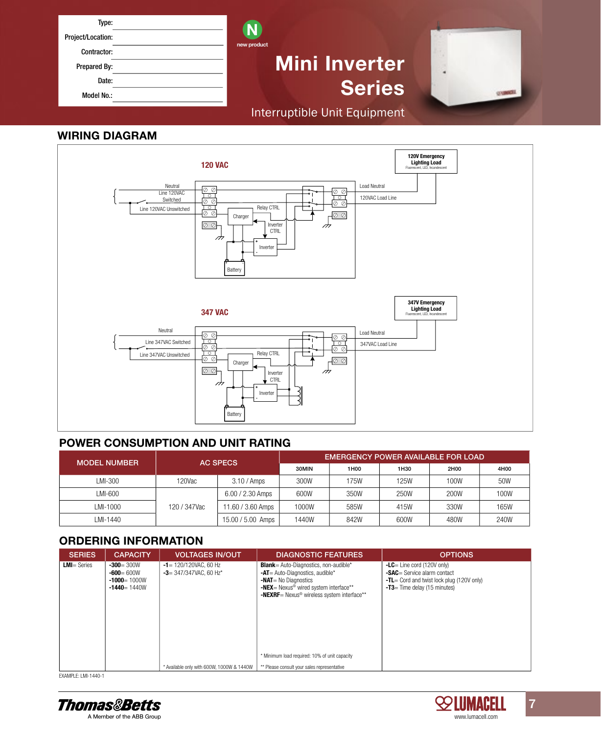Type:

Project/Location:

Contractor:

Prepared By:

Date:

Model No.:

new product

# Mini Inverter Series

Interruptible Unit Equipment

## WIRING DIAGRAM

120 VAC

120V Emergency Lighting Load
Fluorescent, LED, Incandescent

Neutral
Line 120VAC Switched
Line 120VAC Unswitched
Relay CTRL
Charger
Inverter CTRL
Inverter
Battery
Load Neutral
120VAC Load Line

347 VAC

347V Emergency Lighting Load
Fluorescent, LED, Incandescent

Neutral
Line 347VAC Switched
Line 347VAC Unswitched
Relay CTRL
Charger
Inverter CTRL
Inverter
Battery
Load Neutral
347VAC Load Line

## POWER CONSUMPTION AND UNIT RATING

| MODEL NUMBER | AC SPECS | | EMERGENCY POWER AVAILABLE FOR LOAD | | | | |
|---|---|---|---|---|---|---|---|
| | | | 30MIN | 1H00 | 1H30 | 2H00 | 4H00 |
| LMI-300 | 120Vac | 3.10 / Amps | 300W | 175W | 125W | 100W | 50W |
| LMI-600 | 120 / 347Vac | 6.00 / 2.30 Amps | 600W | 350W | 250W | 200W | 100W |
| LMI-1000 | | 11.60 / 3.60 Amps | 1000W | 585W | 415W | 330W | 165W |
| LMI-1440 | | 15.00 / 5.00 Amps | 1440W | 842W | 600W | 480W | 240W |

## ORDERING INFORMATION

| SERIES | CAPACITY | VOLTAGES IN/OUT | DIAGNOSTIC FEATURES | OPTIONS |
|---|---|---|---|---|
| **LMI**= Series | **-300**= 300W<br>**-600**= 600W<br>**-1000**= 1000W<br>**-1440**= 1440W | **-1**= 120/120VAC, 60 Hz<br>**-3**= 347/347VAC, 60 Hz*<br><br>* Available only with 600W, 1000W & 1440W | **Blank**= Auto-Diagnostics, non-audible*<br>**-AT**= Auto-Diagnostics, audible*<br>**-NAT**= No Diagnostics<br>**-NEX**= Nexus® wired system interface**<br>**-NEXRF**= Nexus® wireless system interface**<br><br>* Minimum load required: 10% of unit capacity<br>** Please consult your sales representative | **-LC**= Line cord (120V only)<br>**-SAC**= Service alarm contact<br>**-TL**= Cord and twist lock plug (120V only)<br>**-T3**= Time delay (15 minutes) |

EXAMPLE: LMI-1440-1

Thomas&Betts
A Member of the ABB Group

LUMACELL
www.lumacell.com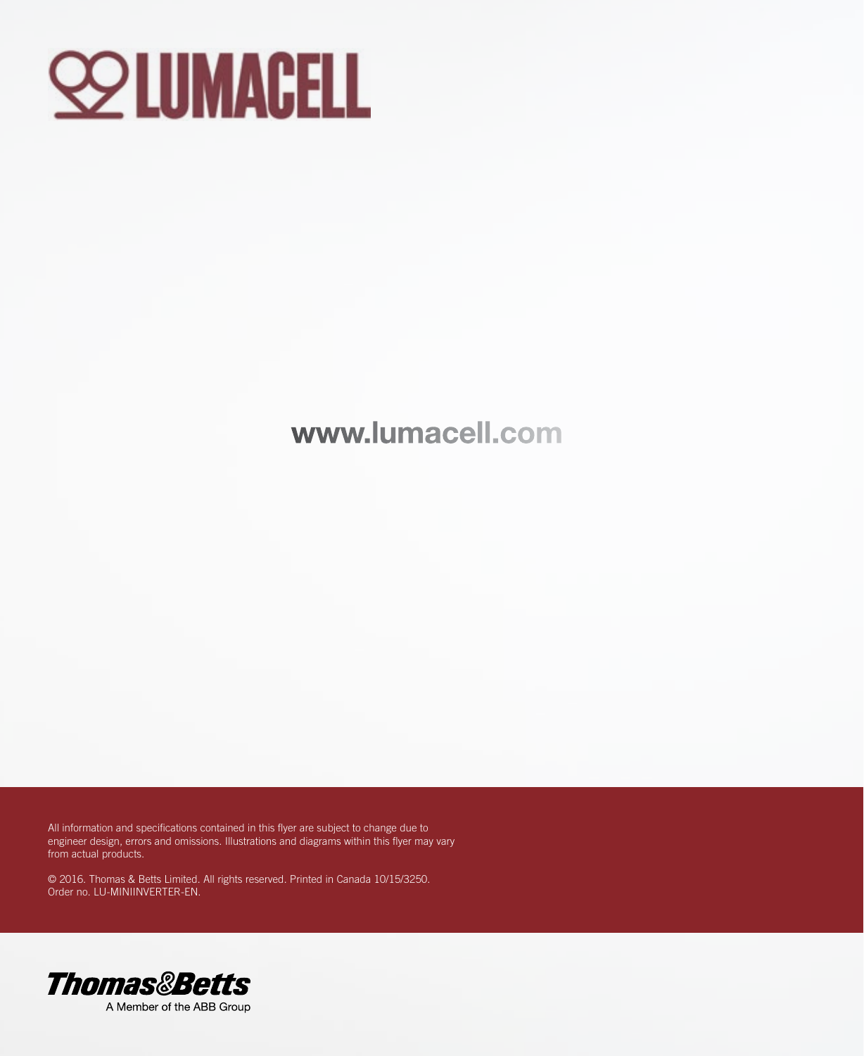LUMACELL

www.lumacell.com

All information and specifications contained in this flyer are subject to change due to engineer design, errors and omissions. Illustrations and diagrams within this flyer may vary from actual products.

© 2016. Thomas & Betts Limited. All rights reserved. Printed in Canada 10/15/3250. Order no. LU-MINIINVERTER-EN.

Thomas&Betts
A Member of the ABB Group